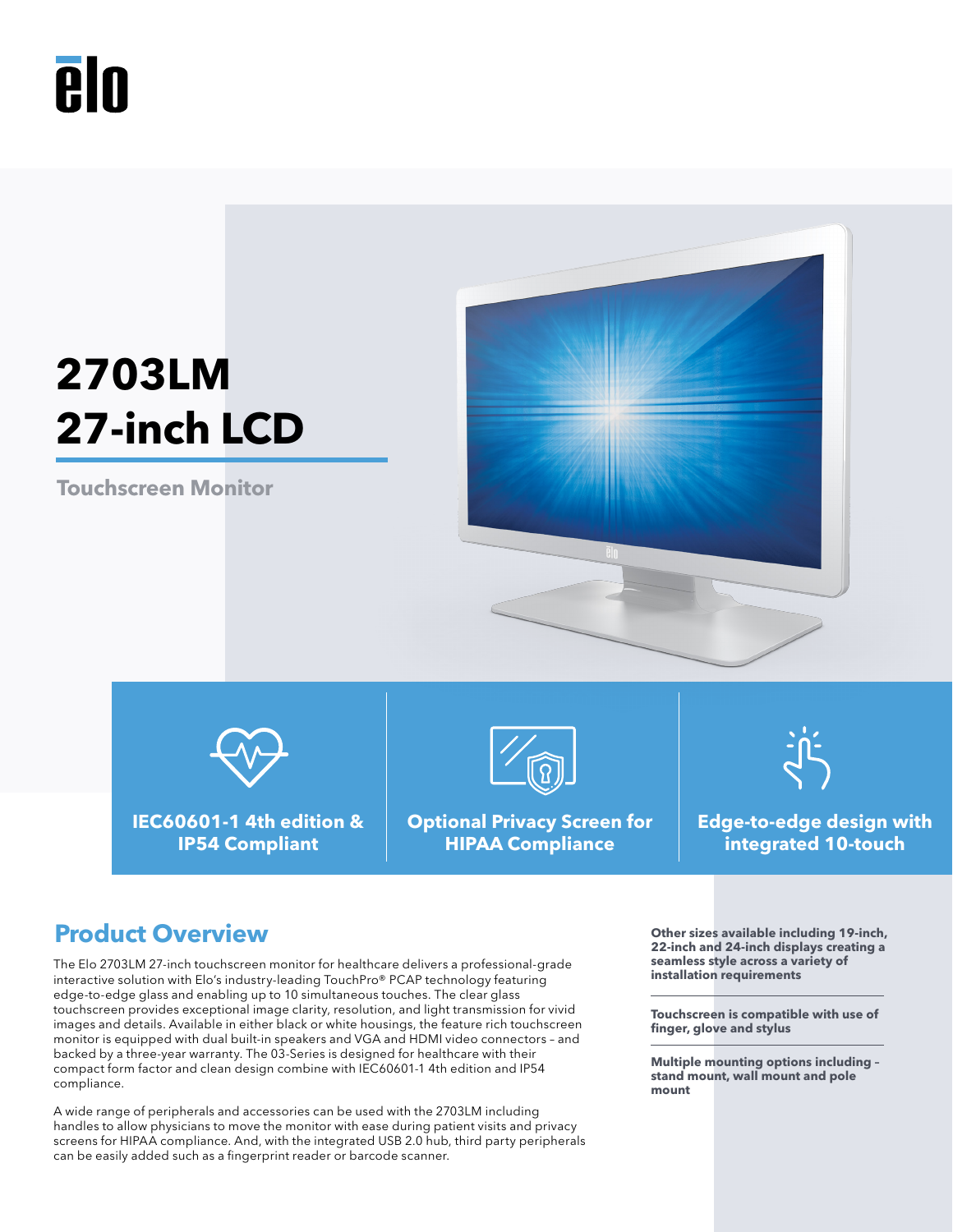elo

# 2703LM 27-inch LCD

**Touchscreen Monitor**

**IEC60601-1 4th edition & IP54 Compliant**

**Optional Privacy Screen for HIPAA Compliance**

**Edge-to-edge design with integrated 10-touch**

## Product Overview

The Elo 2703LM 27-inch touchscreen monitor for healthcare delivers a professional-grade interactive solution with Elo's industry-leading TouchPro® PCAP technology featuring edge-to-edge glass and enabling up to 10 simultaneous touches. The clear glass touchscreen provides exceptional image clarity, resolution, and light transmission for vivid images and details. Available in either black or white housings, the feature rich touchscreen monitor is equipped with dual built-in speakers and VGA and HDMI video connectors – and backed by a three-year warranty. The 03-Series is designed for healthcare with their compact form factor and clean design combine with IEC60601-1 4th edition and IP54 compliance.

A wide range of peripherals and accessories can be used with the 2703LM including handles to allow physicians to move the monitor with ease during patient visits and privacy screens for HIPAA compliance. And, with the integrated USB 2.0 hub, third party peripherals can be easily added such as a fingerprint reader or barcode scanner.

**Other sizes available including 19-inch, 22-inch and 24-inch displays creating a seamless style across a variety of installation requirements**

**Touchscreen is compatible with use of finger, glove and stylus**

**Multiple mounting options including – stand mount, wall mount and pole mount**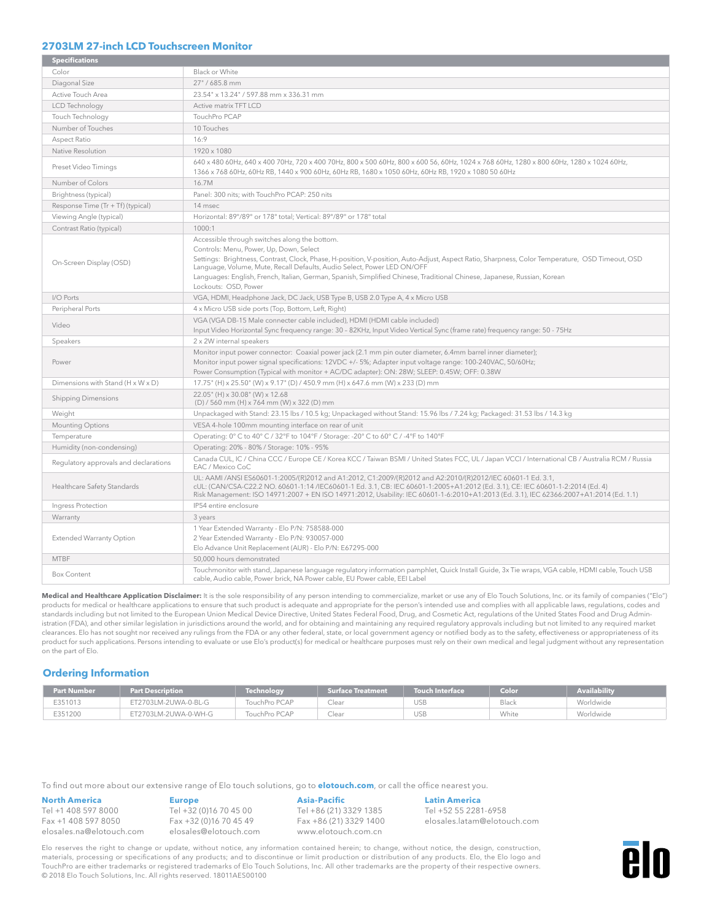## 2703LM 27-inch LCD Touchscreen Monitor

| Specifications | |
|---|---|
| Color | Black or White |
| Diagonal Size | 27" / 685.8 mm |
| Active Touch Area | 23.54" x 13.24" / 597.88 mm x 336.31 mm |
| LCD Technology | Active matrix TFT LCD |
| Touch Technology | TouchPro PCAP |
| Number of Touches | 10 Touches |
| Aspect Ratio | 16:9 |
| Native Resolution | 1920 x 1080 |
| Preset Video Timings | 640 x 480 60Hz, 640 x 400 70Hz, 720 x 400 70Hz, 800 x 500 60Hz, 800 x 600 56, 60Hz, 1024 x 768 60Hz, 1280 x 800 60Hz, 1280 x 1024 60Hz, 1366 x 768 60Hz, 60Hz RB, 1440 x 900 60Hz, 60Hz RB, 1680 x 1050 60Hz, 60Hz RB, 1920 x 1080 50 60Hz |
| Number of Colors | 16.7M |
| Brightness (typical) | Panel: 300 nits; with TouchPro PCAP: 250 nits |
| Response Time (Tr + Tf) (typical) | 14 msec |
| Viewing Angle (typical) | Horizontal: 89°/89° or 178° total; Vertical: 89°/89° or 178° total |
| Contrast Ratio (typical) | 1000:1 |
| On-Screen Display (OSD) | Accessible through switches along the bottom.<br>Controls: Menu, Power, Up, Down, Select<br>Settings: Brightness, Contrast, Clock, Phase, H-position, V-position, Auto-Adjust, Aspect Ratio, Sharpness, Color Temperature, OSD Timeout, OSD Language, Volume, Mute, Recall Defaults, Audio Select, Power LED ON/OFF<br>Languages: English, French, Italian, German, Spanish, Simplified Chinese, Traditional Chinese, Japanese, Russian, Korean<br>Lockouts: OSD, Power |
| I/O Ports | VGA, HDMI, Headphone Jack, DC Jack, USB Type B, USB 2.0 Type A, 4 x Micro USB |
| Peripheral Ports | 4 x Micro USB side ports (Top, Bottom, Left, Right) |
| Video | VGA (VGA DB-15 Male connecter cable included), HDMI (HDMI cable included)<br>Input Video Horizontal Sync frequency range: 30 – 82KHz, Input Video Vertical Sync (frame rate) frequency range: 50 - 75Hz |
| Speakers | 2 x 2W internal speakers |
| Power | Monitor input power connector: Coaxial power jack (2.1 mm pin outer diameter, 6.4mm barrel inner diameter);<br>Monitor input power signal specifications: 12VDC +/- 5%; Adapter input voltage range: 100-240VAC, 50/60Hz;<br>Power Consumption (Typical with monitor + AC/DC adapter): ON: 28W; SLEEP: 0.45W; OFF: 0.38W |
| Dimensions with Stand (H x W x D) | 17.75" (H) x 25.50" (W) x 9.17" (D) / 450.9 mm (H) x 647.6 mm (W) x 233 (D) mm |
| Shipping Dimensions | 22.05" (H) x 30.08" (W) x 12.68 (D) / 560 mm (H) x 764 mm (W) x 322 (D) mm |
| Weight | Unpackaged with Stand: 23.15 lbs / 10.5 kg; Unpackaged without Stand: 15.96 lbs / 7.24 kg; Packaged: 31.53 lbs / 14.3 kg |
| Mounting Options | VESA 4-hole 100mm mounting interface on rear of unit |
| Temperature | Operating: 0° C to 40° C / 32°F to 104°F / Storage: -20° C to 60° C / -4°F to 140°F |
| Humidity (non-condensing) | Operating: 20% - 80% / Storage: 10% - 95% |
| Regulatory approvals and declarations | Canada CUL, IC / China CCC / Europe CE / Korea KCC / Taiwan BSMI / United States FCC, UL / Japan VCCI / International CB / Australia RCM / Russia EAC / Mexico CoC |
| Healthcare Safety Standards | UL: AAMI /ANSI ES60601-1:2005/(R)2012 and A1:2012, C1:2009/(R)2012 and A2:2010/(R)2012/IEC 60601-1 Ed. 3.1,<br>cUL: (CAN/CSA-C22.2 NO. 60601-1:14 /IEC60601-1 Ed. 3.1, CB: IEC 60601-1:2005+A1:2012 (Ed. 3.1), CE: IEC 60601-1-2:2014 (Ed. 4)<br>Risk Management: ISO 14971:2007 + EN ISO 14971:2012, Usability: IEC 60601-1-6:2010+A1:2013 (Ed. 3.1), IEC 62366:2007+A1:2014 (Ed. 1.1) |
| Ingress Protection | IP54 entire enclosure |
| Warranty | 3 years |
| Extended Warranty Option | 1 Year Extended Warranty - Elo P/N: 758588-000<br>2 Year Extended Warranty - Elo P/N: 930057-000<br>Elo Advance Unit Replacement (AUR) - Elo P/N: E67295-000 |
| MTBF | 50,000 hours demonstrated |
| Box Content | Touchmonitor with stand, Japanese language regulatory information pamphlet, Quick Install Guide, 3x Tie wraps, VGA cable, HDMI cable, Touch USB cable, Audio cable, Power brick, NA Power cable, EU Power cable, EEI Label |

**Medical and Healthcare Application Disclaimer:** It is the sole responsibility of any person intending to commercialize, market or use any of Elo Touch Solutions, Inc. or its family of companies ("Elo") products for medical or healthcare applications to ensure that such product is adequate and appropriate for the person's intended use and complies with all applicable laws, regulations, codes and standards including but not limited to the European Union Medical Device Directive, United States Federal Food, Drug, and Cosmetic Act, regulations of the United States Food and Drug Administration (FDA), and other similar legislation in jurisdictions around the world, and for obtaining and maintaining any required regulatory approvals including but not limited to any required market clearances. Elo has not sought nor received any rulings from the FDA or any other federal, state, or local government agency or notified body as to the safety, effectiveness or appropriateness of its product for such applications. Persons intending to evaluate or use Elo's product(s) for medical or healthcare purposes must rely on their own medical and legal judgment without any representation on the part of Elo.

## Ordering Information

| Part Number | Part Description | Technology | Surface Treatment | Touch Interface | Color | Availability |
|---|---|---|---|---|---|---|
| E351013 | ET2703LM-2UWA-0-BL-G | TouchPro PCAP | Clear | USB | Black | Worldwide |
| E351200 | ET2703LM-2UWA-0-WH-G | TouchPro PCAP | Clear | USB | White | Worldwide |

To find out more about our extensive range of Elo touch solutions, go to **elotouch.com**, or call the office nearest you.

**North America**
Tel +1 408 597 8000
Fax +1 408 597 8050
elosales.na@elotouch.com

**Europe**
Tel +32 (0)16 70 45 00
Fax +32 (0)16 70 45 49
elosales@elotouch.com

**Asia-Pacific**
Tel +86 (21) 3329 1385
Fax +86 (21) 3329 1400
www.elotouch.com.cn

**Latin America**
Tel +52 55 2281-6958
elosales.latam@elotouch.com

Elo reserves the right to change or update, without notice, any information contained herein; to change, without notice, the design, construction, materials, processing or specifications of any products; and to discontinue or limit production or distribution of any products. Elo, the Elo logo and TouchPro are either trademarks or registered trademarks of Elo Touch Solutions, Inc. All other trademarks are the property of their respective owners. © 2018 Elo Touch Solutions, Inc. All rights reserved. 18011AES00100

elo